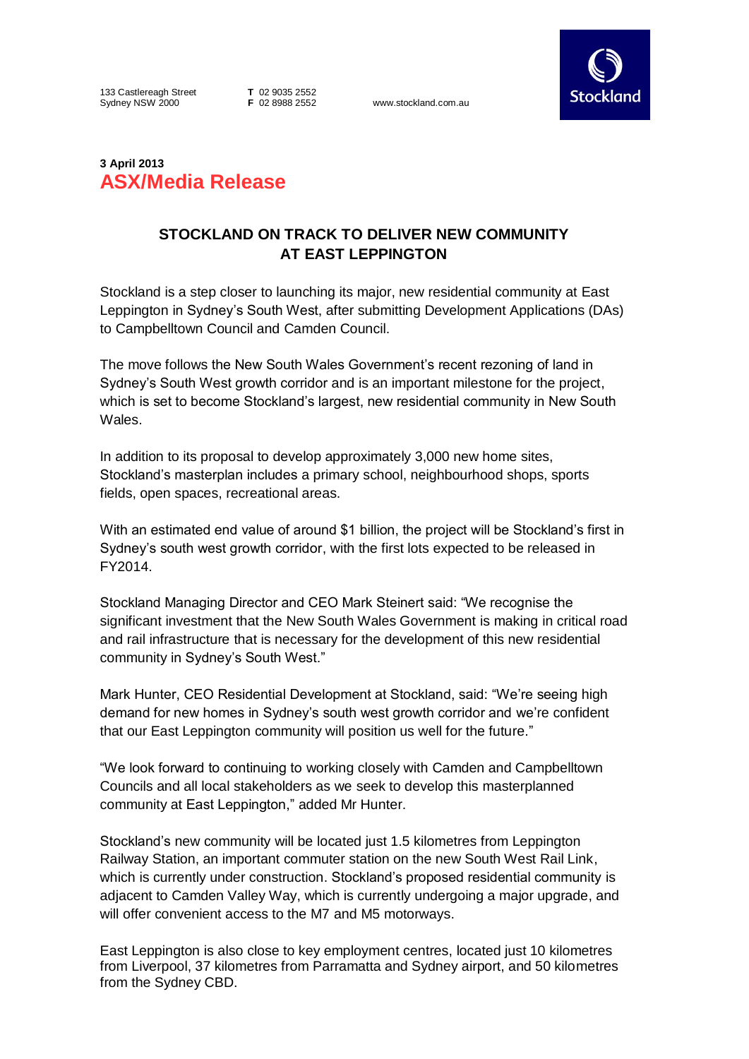133 Castlereagh Street
Sydney NSW 2000

**T** 02 9035 2552
**F** 02 8988 2552

www.stockland.com.au

Stockland

**3 April 2013**

## ASX/Media Release

# STOCKLAND ON TRACK TO DELIVER NEW COMMUNITY AT EAST LEPPINGTON

Stockland is a step closer to launching its major, new residential community at East Leppington in Sydney's South West, after submitting Development Applications (DAs) to Campbelltown Council and Camden Council.

The move follows the New South Wales Government's recent rezoning of land in Sydney's South West growth corridor and is an important milestone for the project, which is set to become Stockland's largest, new residential community in New South Wales.

In addition to its proposal to develop approximately 3,000 new home sites, Stockland's masterplan includes a primary school, neighbourhood shops, sports fields, open spaces, recreational areas.

With an estimated end value of around $1 billion, the project will be Stockland's first in Sydney's south west growth corridor, with the first lots expected to be released in FY2014.

Stockland Managing Director and CEO Mark Steinert said: "We recognise the significant investment that the New South Wales Government is making in critical road and rail infrastructure that is necessary for the development of this new residential community in Sydney's South West."

Mark Hunter, CEO Residential Development at Stockland, said: "We're seeing high demand for new homes in Sydney's south west growth corridor and we're confident that our East Leppington community will position us well for the future."

"We look forward to continuing to working closely with Camden and Campbelltown Councils and all local stakeholders as we seek to develop this masterplanned community at East Leppington," added Mr Hunter.

Stockland's new community will be located just 1.5 kilometres from Leppington Railway Station, an important commuter station on the new South West Rail Link, which is currently under construction. Stockland's proposed residential community is adjacent to Camden Valley Way, which is currently undergoing a major upgrade, and will offer convenient access to the M7 and M5 motorways.

East Leppington is also close to key employment centres, located just 10 kilometres from Liverpool, 37 kilometres from Parramatta and Sydney airport, and 50 kilometres from the Sydney CBD.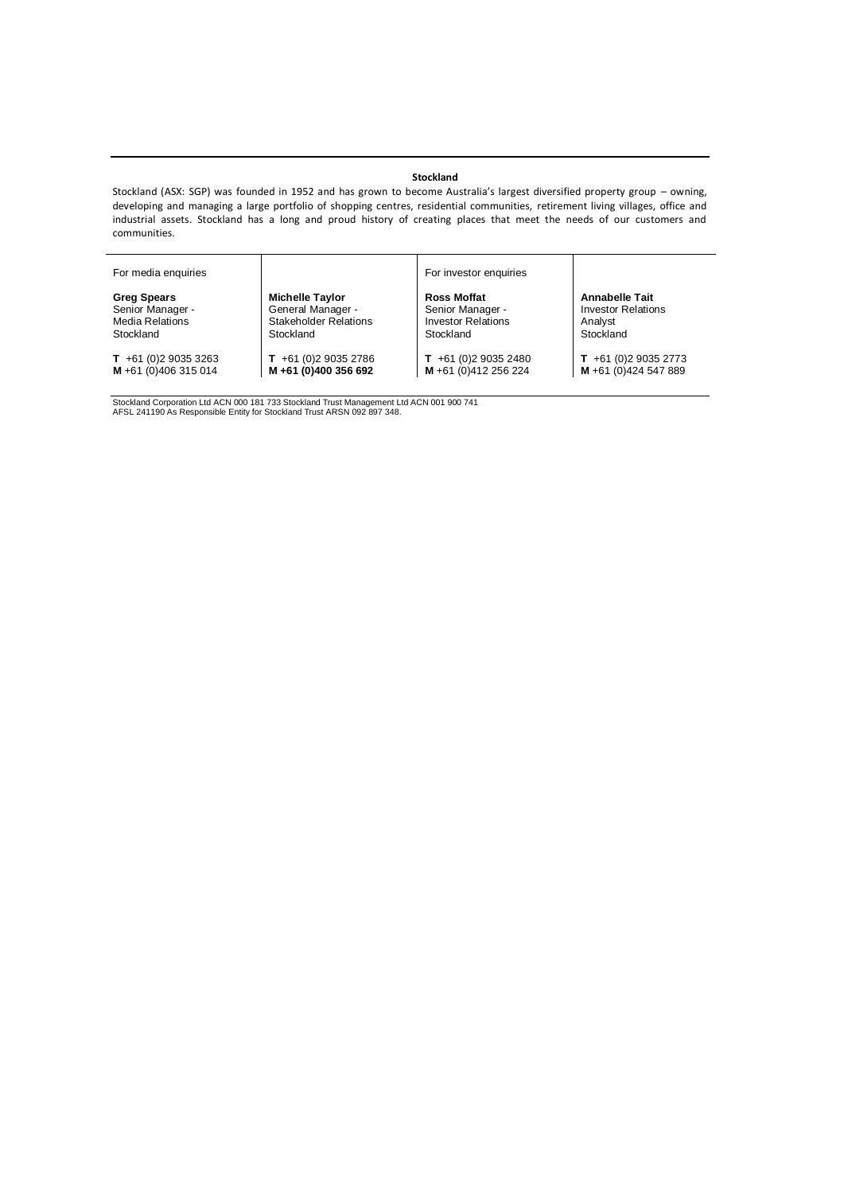**Stockland**

Stockland (ASX: SGP) was founded in 1952 and has grown to become Australia's largest diversified property group – owning, developing and managing a large portfolio of shopping centres, residential communities, retirement living villages, office and industrial assets. Stockland has a long and proud history of creating places that meet the needs of our customers and communities.

| For media enquiries | | For investor enquiries | |
|---|---|---|---|
| **Greg Spears**<br>Senior Manager -<br>Media Relations<br>Stockland | **Michelle Taylor**<br>General Manager -<br>Stakeholder Relations<br>Stockland | **Ross Moffat**<br>Senior Manager -<br>Investor Relations<br>Stockland | **Annabelle Tait**<br>Investor Relations<br>Analyst<br>Stockland |
| **T** +61 (0)2 9035 3263<br>**M** +61 (0)406 315 014 | **T** +61 (0)2 9035 2786<br>**M +61 (0)400 356 692** | **T** +61 (0)2 9035 2480<br>**M** +61 (0)412 256 224 | **T** +61 (0)2 9035 2773<br>**M** +61 (0)424 547 889 |

Stockland Corporation Ltd ACN 000 181 733 Stockland Trust Management Ltd ACN 001 900 741
AFSL 241190 As Responsible Entity for Stockland Trust ARSN 092 897 348.